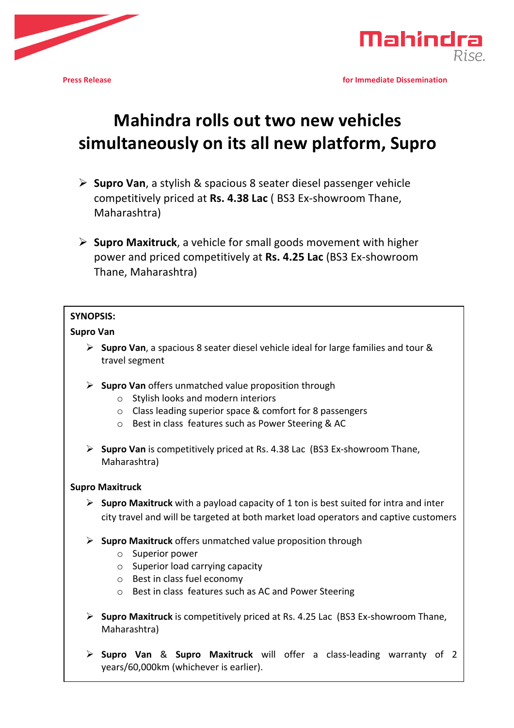Press Release

for Immediate Dissemination

# Mahindra rolls out two new vehicles simultaneously on its all new platform, Supro

- **Supro Van**, a stylish & spacious 8 seater diesel passenger vehicle competitively priced at **Rs. 4.38 Lac** ( BS3 Ex-showroom Thane, Maharashtra)

- **Supro Maxitruck**, a vehicle for small goods movement with higher power and priced competitively at **Rs. 4.25 Lac** (BS3 Ex-showroom Thane, Maharashtra)

**SYNOPSIS:**

**Supro Van**

- **Supro Van**, a spacious 8 seater diesel vehicle ideal for large families and tour & travel segment

- **Supro Van** offers unmatched value proposition through
  - Stylish looks and modern interiors
  - Class leading superior space & comfort for 8 passengers
  - Best in class features such as Power Steering & AC

- **Supro Van** is competitively priced at Rs. 4.38 Lac (BS3 Ex-showroom Thane, Maharashtra)

**Supro Maxitruck**

- **Supro Maxitruck** with a payload capacity of 1 ton is best suited for intra and inter city travel and will be targeted at both market load operators and captive customers

- **Supro Maxitruck** offers unmatched value proposition through
  - Superior power
  - Superior load carrying capacity
  - Best in class fuel economy
  - Best in class features such as AC and Power Steering

- **Supro Maxitruck** is competitively priced at Rs. 4.25 Lac (BS3 Ex-showroom Thane, Maharashtra)

- **Supro Van** & **Supro Maxitruck** will offer a class-leading warranty of 2 years/60,000km (whichever is earlier).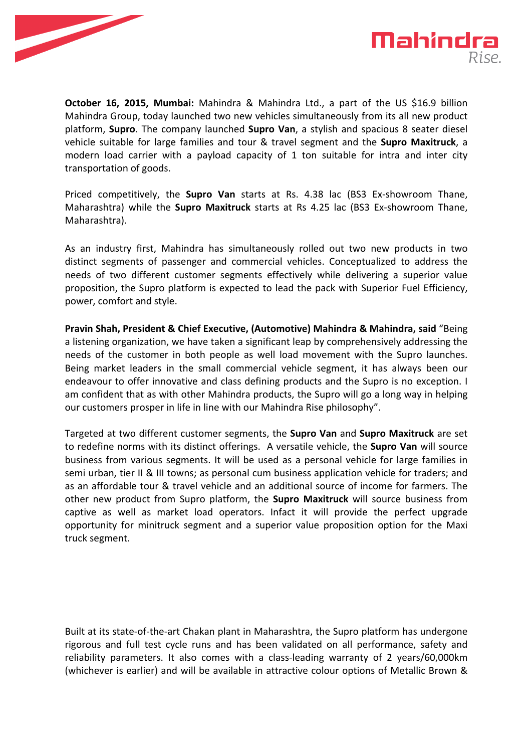**October 16, 2015, Mumbai:** Mahindra & Mahindra Ltd., a part of the US $16.9 billion Mahindra Group, today launched two new vehicles simultaneously from its all new product platform, **Supro**. The company launched **Supro Van**, a stylish and spacious 8 seater diesel vehicle suitable for large families and tour & travel segment and the **Supro Maxitruck**, a modern load carrier with a payload capacity of 1 ton suitable for intra and inter city transportation of goods.

Priced competitively, the **Supro Van** starts at Rs. 4.38 lac (BS3 Ex-showroom Thane, Maharashtra) while the **Supro Maxitruck** starts at Rs 4.25 lac (BS3 Ex-showroom Thane, Maharashtra).

As an industry first, Mahindra has simultaneously rolled out two new products in two distinct segments of passenger and commercial vehicles. Conceptualized to address the needs of two different customer segments effectively while delivering a superior value proposition, the Supro platform is expected to lead the pack with Superior Fuel Efficiency, power, comfort and style.

**Pravin Shah, President & Chief Executive, (Automotive) Mahindra & Mahindra, said** "Being a listening organization, we have taken a significant leap by comprehensively addressing the needs of the customer in both people as well load movement with the Supro launches. Being market leaders in the small commercial vehicle segment, it has always been our endeavour to offer innovative and class defining products and the Supro is no exception. I am confident that as with other Mahindra products, the Supro will go a long way in helping our customers prosper in life in line with our Mahindra Rise philosophy".

Targeted at two different customer segments, the **Supro Van** and **Supro Maxitruck** are set to redefine norms with its distinct offerings. A versatile vehicle, the **Supro Van** will source business from various segments. It will be used as a personal vehicle for large families in semi urban, tier II & III towns; as personal cum business application vehicle for traders; and as an affordable tour & travel vehicle and an additional source of income for farmers. The other new product from Supro platform, the **Supro Maxitruck** will source business from captive as well as market load operators. Infact it will provide the perfect upgrade opportunity for minitruck segment and a superior value proposition option for the Maxi truck segment.

Built at its state-of-the-art Chakan plant in Maharashtra, the Supro platform has undergone rigorous and full test cycle runs and has been validated on all performance, safety and reliability parameters. It also comes with a class-leading warranty of 2 years/60,000km (whichever is earlier) and will be available in attractive colour options of Metallic Brown &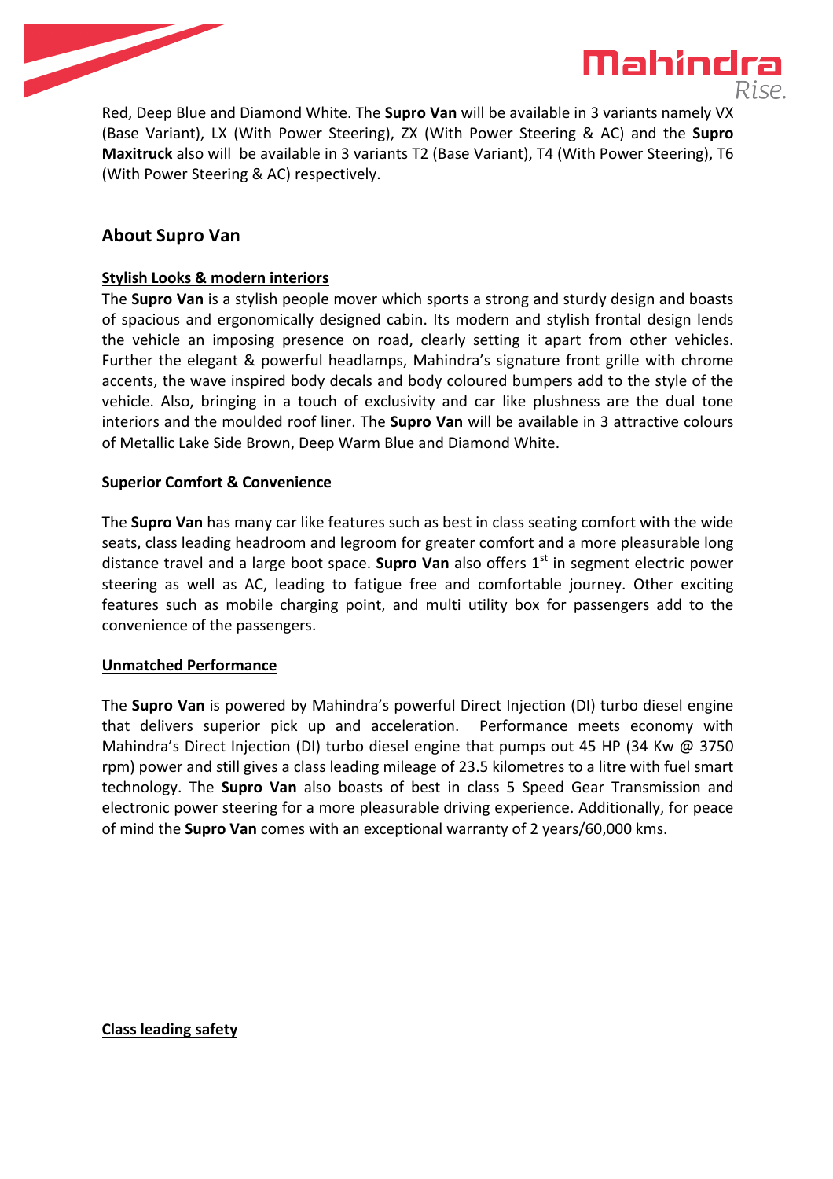Red, Deep Blue and Diamond White. The **Supro Van** will be available in 3 variants namely VX (Base Variant), LX (With Power Steering), ZX (With Power Steering & AC) and the **Supro Maxitruck** also will be available in 3 variants T2 (Base Variant), T4 (With Power Steering), T6 (With Power Steering & AC) respectively.

## About Supro Van

### Stylish Looks & modern interiors

The **Supro Van** is a stylish people mover which sports a strong and sturdy design and boasts of spacious and ergonomically designed cabin. Its modern and stylish frontal design lends the vehicle an imposing presence on road, clearly setting it apart from other vehicles. Further the elegant & powerful headlamps, Mahindra's signature front grille with chrome accents, the wave inspired body decals and body coloured bumpers add to the style of the vehicle. Also, bringing in a touch of exclusivity and car like plushness are the dual tone interiors and the moulded roof liner. The **Supro Van** will be available in 3 attractive colours of Metallic Lake Side Brown, Deep Warm Blue and Diamond White.

### Superior Comfort & Convenience

The **Supro Van** has many car like features such as best in class seating comfort with the wide seats, class leading headroom and legroom for greater comfort and a more pleasurable long distance travel and a large boot space. **Supro Van** also offers 1st in segment electric power steering as well as AC, leading to fatigue free and comfortable journey. Other exciting features such as mobile charging point, and multi utility box for passengers add to the convenience of the passengers.

### Unmatched Performance

The **Supro Van** is powered by Mahindra's powerful Direct Injection (DI) turbo diesel engine that delivers superior pick up and acceleration. Performance meets economy with Mahindra's Direct Injection (DI) turbo diesel engine that pumps out 45 HP (34 Kw @ 3750 rpm) power and still gives a class leading mileage of 23.5 kilometres to a litre with fuel smart technology. The **Supro Van** also boasts of best in class 5 Speed Gear Transmission and electronic power steering for a more pleasurable driving experience. Additionally, for peace of mind the **Supro Van** comes with an exceptional warranty of 2 years/60,000 kms.

### Class leading safety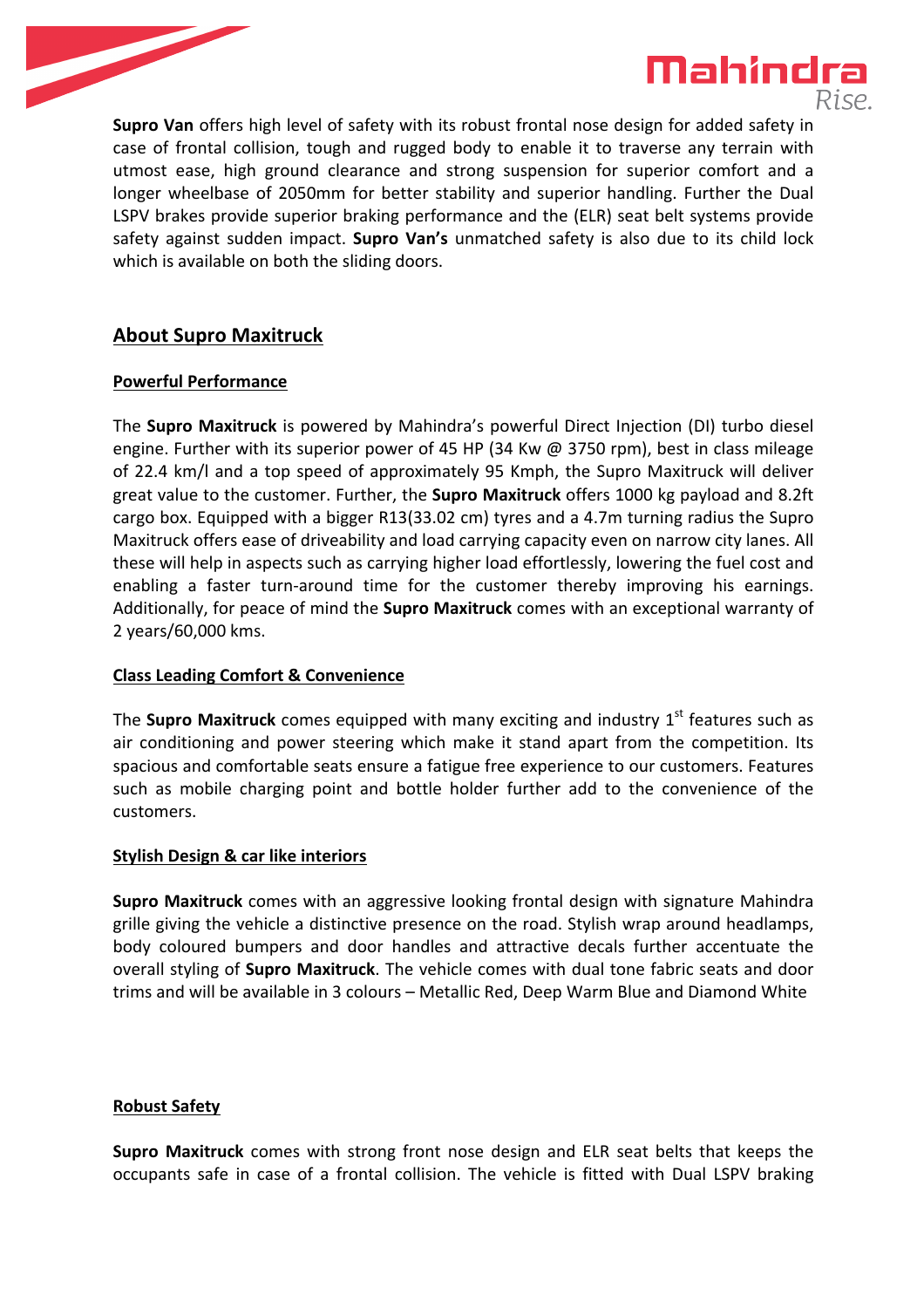**Supro Van** offers high level of safety with its robust frontal nose design for added safety in case of frontal collision, tough and rugged body to enable it to traverse any terrain with utmost ease, high ground clearance and strong suspension for superior comfort and a longer wheelbase of 2050mm for better stability and superior handling. Further the Dual LSPV brakes provide superior braking performance and the (ELR) seat belt systems provide safety against sudden impact. **Supro Van's** unmatched safety is also due to its child lock which is available on both the sliding doors.

## About Supro Maxitruck

### Powerful Performance

The **Supro Maxitruck** is powered by Mahindra's powerful Direct Injection (DI) turbo diesel engine. Further with its superior power of 45 HP (34 Kw @ 3750 rpm), best in class mileage of 22.4 km/l and a top speed of approximately 95 Kmph, the Supro Maxitruck will deliver great value to the customer. Further, the **Supro Maxitruck** offers 1000 kg payload and 8.2ft cargo box. Equipped with a bigger R13(33.02 cm) tyres and a 4.7m turning radius the Supro Maxitruck offers ease of driveability and load carrying capacity even on narrow city lanes. All these will help in aspects such as carrying higher load effortlessly, lowering the fuel cost and enabling a faster turn-around time for the customer thereby improving his earnings. Additionally, for peace of mind the **Supro Maxitruck** comes with an exceptional warranty of 2 years/60,000 kms.

### Class Leading Comfort & Convenience

The **Supro Maxitruck** comes equipped with many exciting and industry 1st features such as air conditioning and power steering which make it stand apart from the competition. Its spacious and comfortable seats ensure a fatigue free experience to our customers. Features such as mobile charging point and bottle holder further add to the convenience of the customers.

### Stylish Design & car like interiors

**Supro Maxitruck** comes with an aggressive looking frontal design with signature Mahindra grille giving the vehicle a distinctive presence on the road. Stylish wrap around headlamps, body coloured bumpers and door handles and attractive decals further accentuate the overall styling of **Supro Maxitruck**. The vehicle comes with dual tone fabric seats and door trims and will be available in 3 colours – Metallic Red, Deep Warm Blue and Diamond White

### Robust Safety

**Supro Maxitruck** comes with strong front nose design and ELR seat belts that keeps the occupants safe in case of a frontal collision. The vehicle is fitted with Dual LSPV braking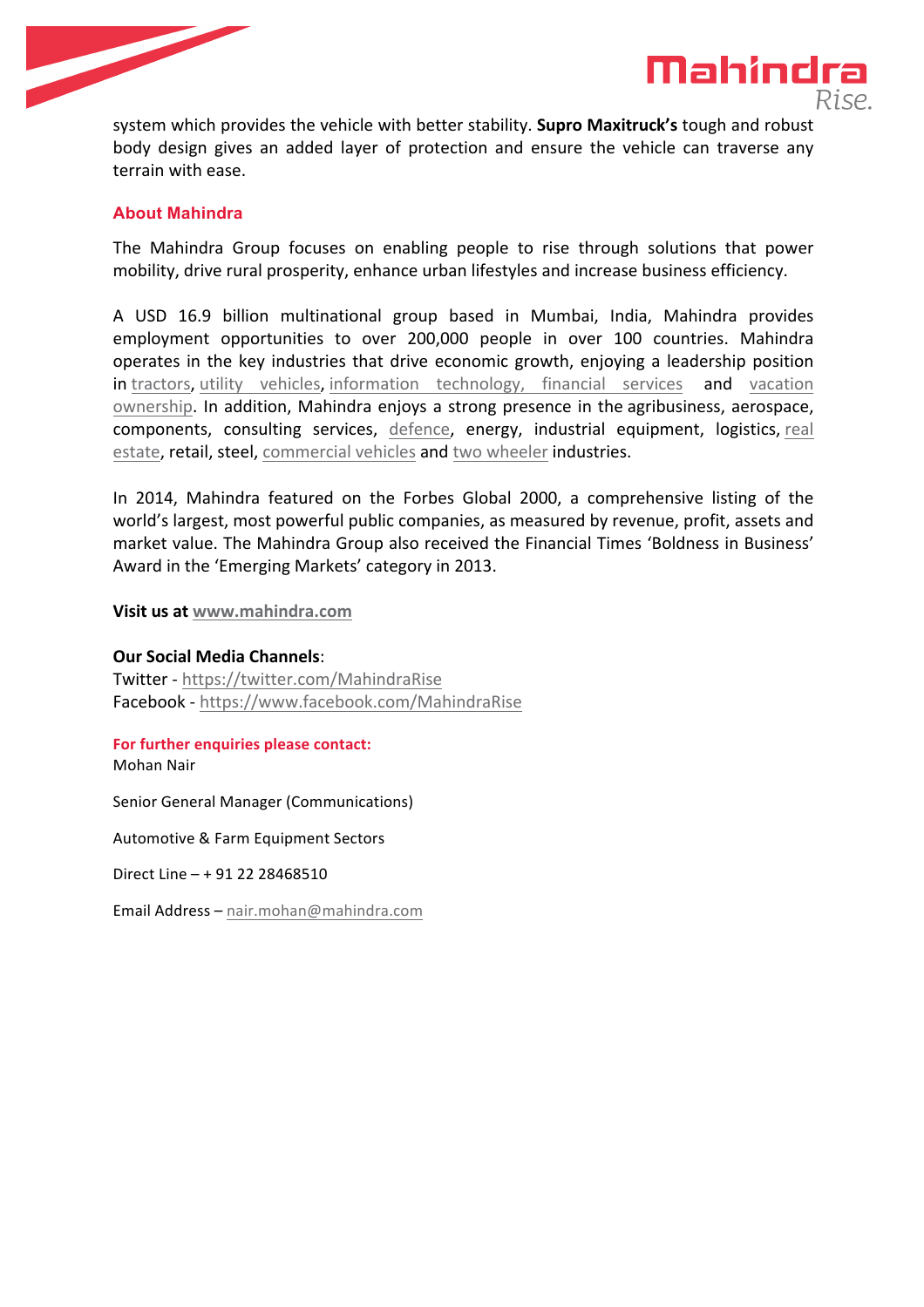system which provides the vehicle with better stability. **Supro Maxitruck's** tough and robust body design gives an added layer of protection and ensure the vehicle can traverse any terrain with ease.

## About Mahindra

The Mahindra Group focuses on enabling people to rise through solutions that power mobility, drive rural prosperity, enhance urban lifestyles and increase business efficiency.

A USD 16.9 billion multinational group based in Mumbai, India, Mahindra provides employment opportunities to over 200,000 people in over 100 countries. Mahindra operates in the key industries that drive economic growth, enjoying a leadership position in tractors, utility vehicles, information technology, financial services and vacation ownership. In addition, Mahindra enjoys a strong presence in the agribusiness, aerospace, components, consulting services, defence, energy, industrial equipment, logistics, real estate, retail, steel, commercial vehicles and two wheeler industries.

In 2014, Mahindra featured on the Forbes Global 2000, a comprehensive listing of the world's largest, most powerful public companies, as measured by revenue, profit, assets and market value. The Mahindra Group also received the Financial Times 'Boldness in Business' Award in the 'Emerging Markets' category in 2013.

**Visit us at www.mahindra.com**

**Our Social Media Channels**:
Twitter - https://twitter.com/MahindraRise
Facebook - https://www.facebook.com/MahindraRise

**For further enquiries please contact:**
Mohan Nair

Senior General Manager (Communications)

Automotive & Farm Equipment Sectors

Direct Line – + 91 22 28468510

Email Address – nair.mohan@mahindra.com